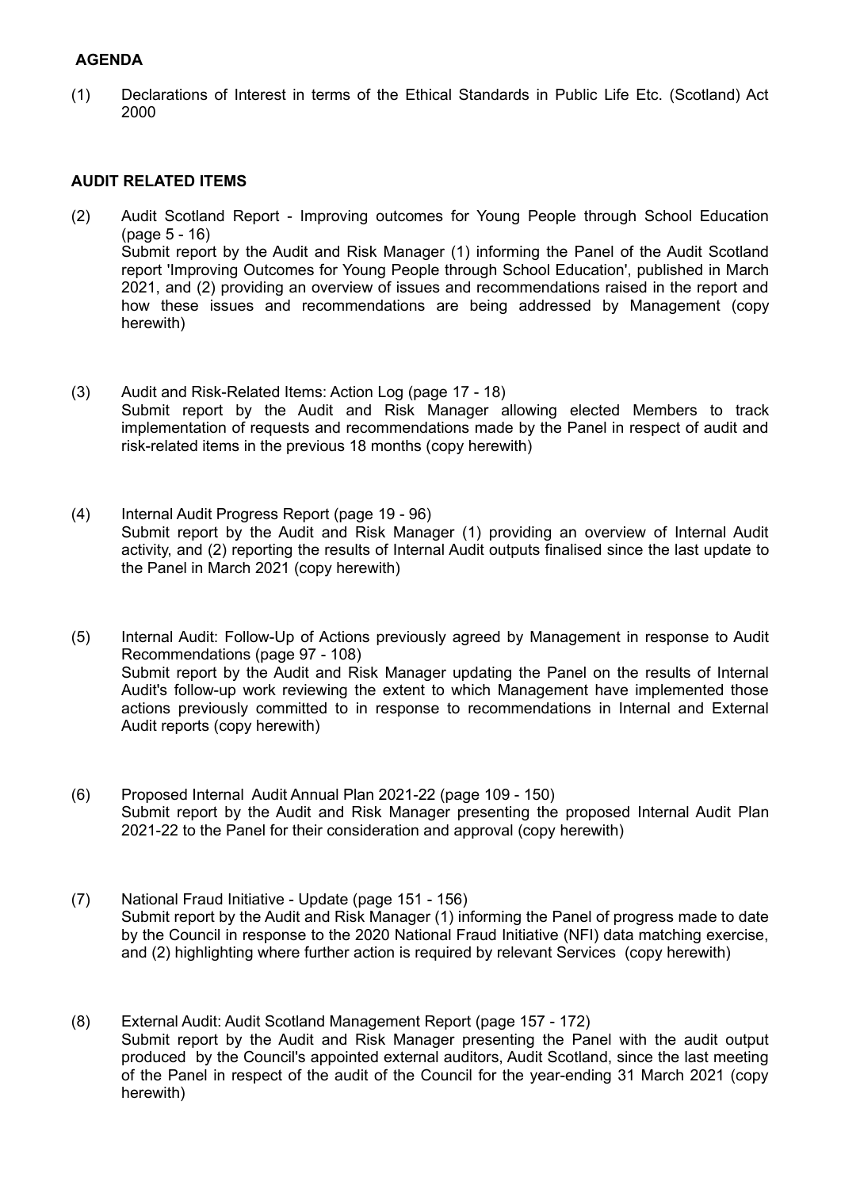**AGENDA**

(1) Declarations of Interest in terms of the Ethical Standards in Public Life Etc. (Scotland) Act 2000

**AUDIT RELATED ITEMS**

(2) Audit Scotland Report - Improving outcomes for Young People through School Education (page 5 - 16)
Submit report by the Audit and Risk Manager (1) informing the Panel of the Audit Scotland report 'Improving Outcomes for Young People through School Education', published in March 2021, and (2) providing an overview of issues and recommendations raised in the report and how these issues and recommendations are being addressed by Management (copy herewith)

(3) Audit and Risk-Related Items: Action Log (page 17 - 18)
Submit report by the Audit and Risk Manager allowing elected Members to track implementation of requests and recommendations made by the Panel in respect of audit and risk-related items in the previous 18 months (copy herewith)

(4) Internal Audit Progress Report (page 19 - 96)
Submit report by the Audit and Risk Manager (1) providing an overview of Internal Audit activity, and (2) reporting the results of Internal Audit outputs finalised since the last update to the Panel in March 2021 (copy herewith)

(5) Internal Audit: Follow-Up of Actions previously agreed by Management in response to Audit Recommendations (page 97 - 108)
Submit report by the Audit and Risk Manager updating the Panel on the results of Internal Audit's follow-up work reviewing the extent to which Management have implemented those actions previously committed to in response to recommendations in Internal and External Audit reports (copy herewith)

(6) Proposed Internal Audit Annual Plan 2021-22 (page 109 - 150)
Submit report by the Audit and Risk Manager presenting the proposed Internal Audit Plan 2021-22 to the Panel for their consideration and approval (copy herewith)

(7) National Fraud Initiative - Update (page 151 - 156)
Submit report by the Audit and Risk Manager (1) informing the Panel of progress made to date by the Council in response to the 2020 National Fraud Initiative (NFI) data matching exercise, and (2) highlighting where further action is required by relevant Services (copy herewith)

(8) External Audit: Audit Scotland Management Report (page 157 - 172)
Submit report by the Audit and Risk Manager presenting the Panel with the audit output produced by the Council's appointed external auditors, Audit Scotland, since the last meeting of the Panel in respect of the audit of the Council for the year-ending 31 March 2021 (copy herewith)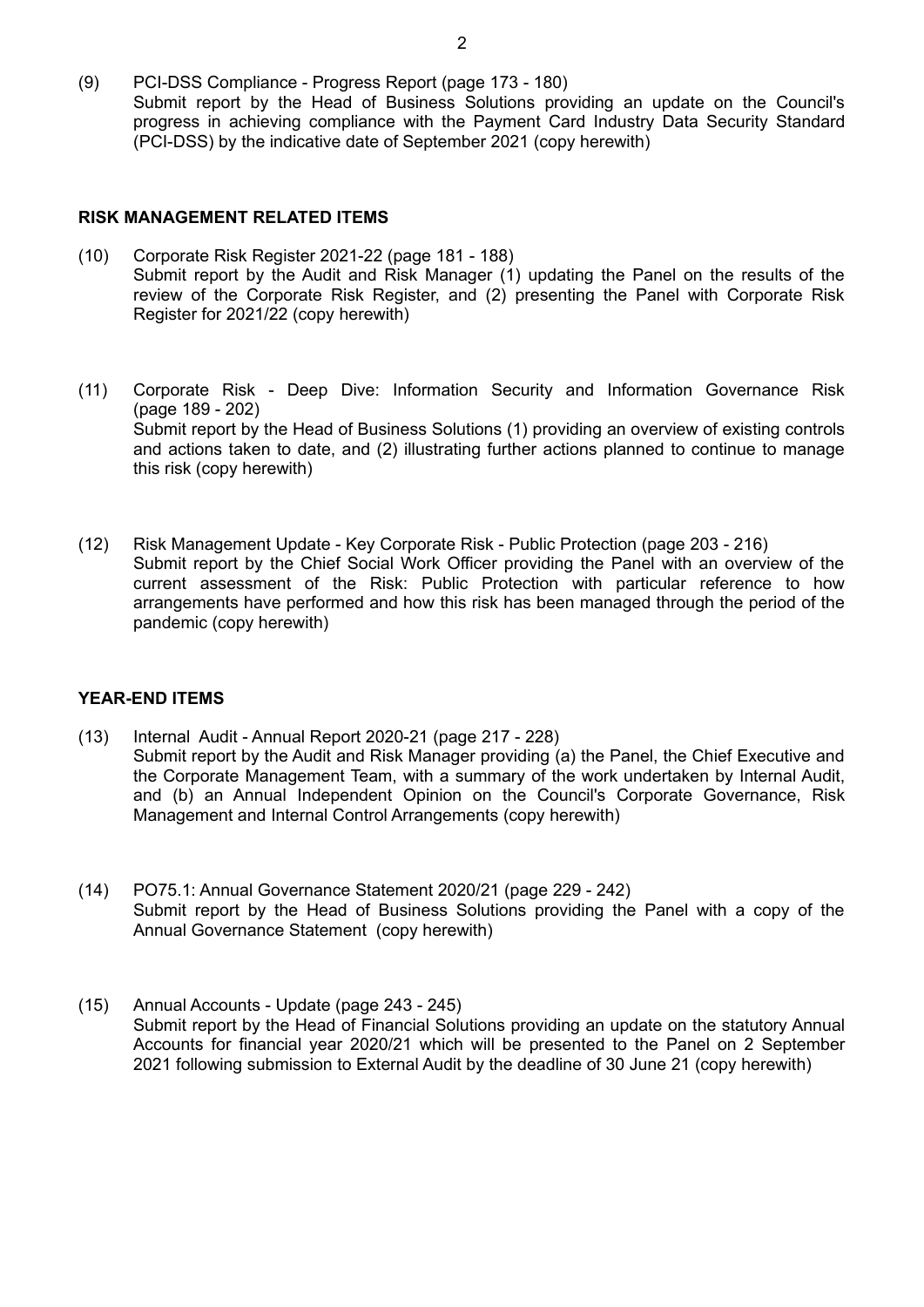(9) PCI-DSS Compliance - Progress Report (page 173 - 180)
Submit report by the Head of Business Solutions providing an update on the Council's progress in achieving compliance with the Payment Card Industry Data Security Standard (PCI-DSS) by the indicative date of September 2021 (copy herewith)

**RISK MANAGEMENT RELATED ITEMS**

(10) Corporate Risk Register 2021-22 (page 181 - 188)
Submit report by the Audit and Risk Manager (1) updating the Panel on the results of the review of the Corporate Risk Register, and (2) presenting the Panel with Corporate Risk Register for 2021/22 (copy herewith)

(11) Corporate Risk - Deep Dive: Information Security and Information Governance Risk (page 189 - 202)
Submit report by the Head of Business Solutions (1) providing an overview of existing controls and actions taken to date, and (2) illustrating further actions planned to continue to manage this risk (copy herewith)

(12) Risk Management Update - Key Corporate Risk - Public Protection (page 203 - 216)
Submit report by the Chief Social Work Officer providing the Panel with an overview of the current assessment of the Risk: Public Protection with particular reference to how arrangements have performed and how this risk has been managed through the period of the pandemic (copy herewith)

**YEAR-END ITEMS**

(13) Internal Audit - Annual Report 2020-21 (page 217 - 228)
Submit report by the Audit and Risk Manager providing (a) the Panel, the Chief Executive and the Corporate Management Team, with a summary of the work undertaken by Internal Audit, and (b) an Annual Independent Opinion on the Council's Corporate Governance, Risk Management and Internal Control Arrangements (copy herewith)

(14) PO75.1: Annual Governance Statement 2020/21 (page 229 - 242)
Submit report by the Head of Business Solutions providing the Panel with a copy of the Annual Governance Statement (copy herewith)

(15) Annual Accounts - Update (page 243 - 245)
Submit report by the Head of Financial Solutions providing an update on the statutory Annual Accounts for financial year 2020/21 which will be presented to the Panel on 2 September 2021 following submission to External Audit by the deadline of 30 June 21 (copy herewith)